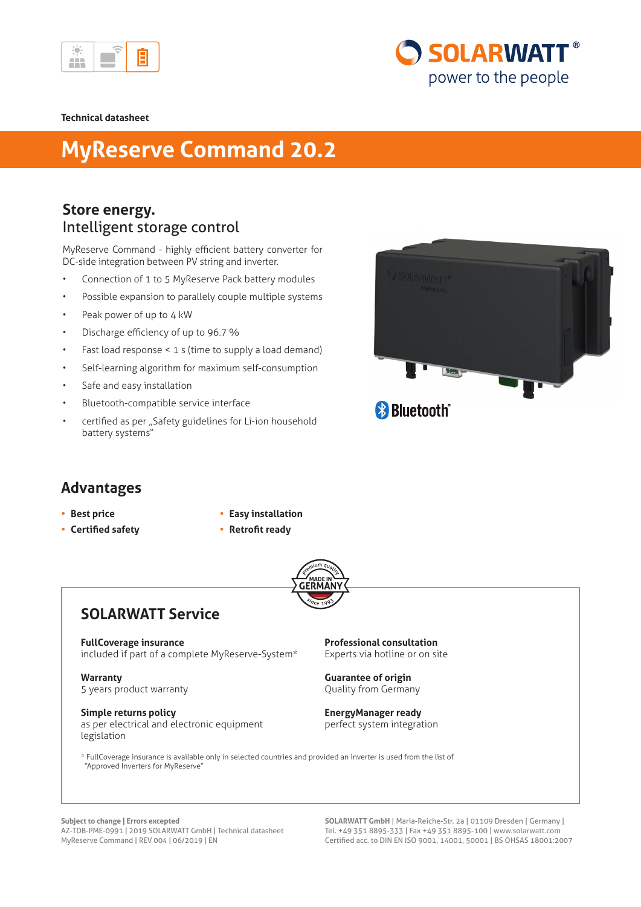Technical datasheet

# MyReserve Command 20.2

## Store energy.
### Intelligent storage control

MyReserve Command - highly efficient battery converter for DC-side integration between PV string and inverter.

- Connection of 1 to 5 MyReserve Pack battery modules
- Possible expansion to parallely couple multiple systems
- Peak power of up to 4 kW
- Discharge efficiency of up to 96.7 %
- Fast load response < 1 s (time to supply a load demand)
- Self-learning algorithm for maximum self-consumption
- Safe and easy installation
- Bluetooth-compatible service interface
- certified as per „Safety guidelines for Li-ion household battery systems“

Bluetooth®

## Advantages

- **Best price**
- **Certified safety**
- **Easy installation**
- **Retrofit ready**

premium quality MADE IN GERMANY since 1993

## SOLARWATT Service

**FullCoverage insurance**
included if part of a complete MyReserve-System*

**Warranty**
5 years product warranty

**Simple returns policy**
as per electrical and electronic equipment legislation

**Professional consultation**
Experts via hotline or on site

**Guarantee of origin**
Quality from Germany

**EnergyManager ready**
perfect system integration

* FullCoverage insurance is available only in selected countries and provided an inverter is used from the list of "Approved Inverters for MyReserve"

**Subject to change | Errors excepted**
AZ-TDB-PME-0991 | 2019 SOLARWATT GmbH | Technical datasheet
MyReserve Command | REV 004 | 06/2019 | EN

**SOLARWATT GmbH** | Maria-Reiche-Str. 2a | 01109 Dresden | Germany |
Tel. +49 351 8895-333 | Fax +49 351 8895-100 | www.solarwatt.com
Certified acc. to DIN EN ISO 9001, 14001, 50001 | BS OHSAS 18001:2007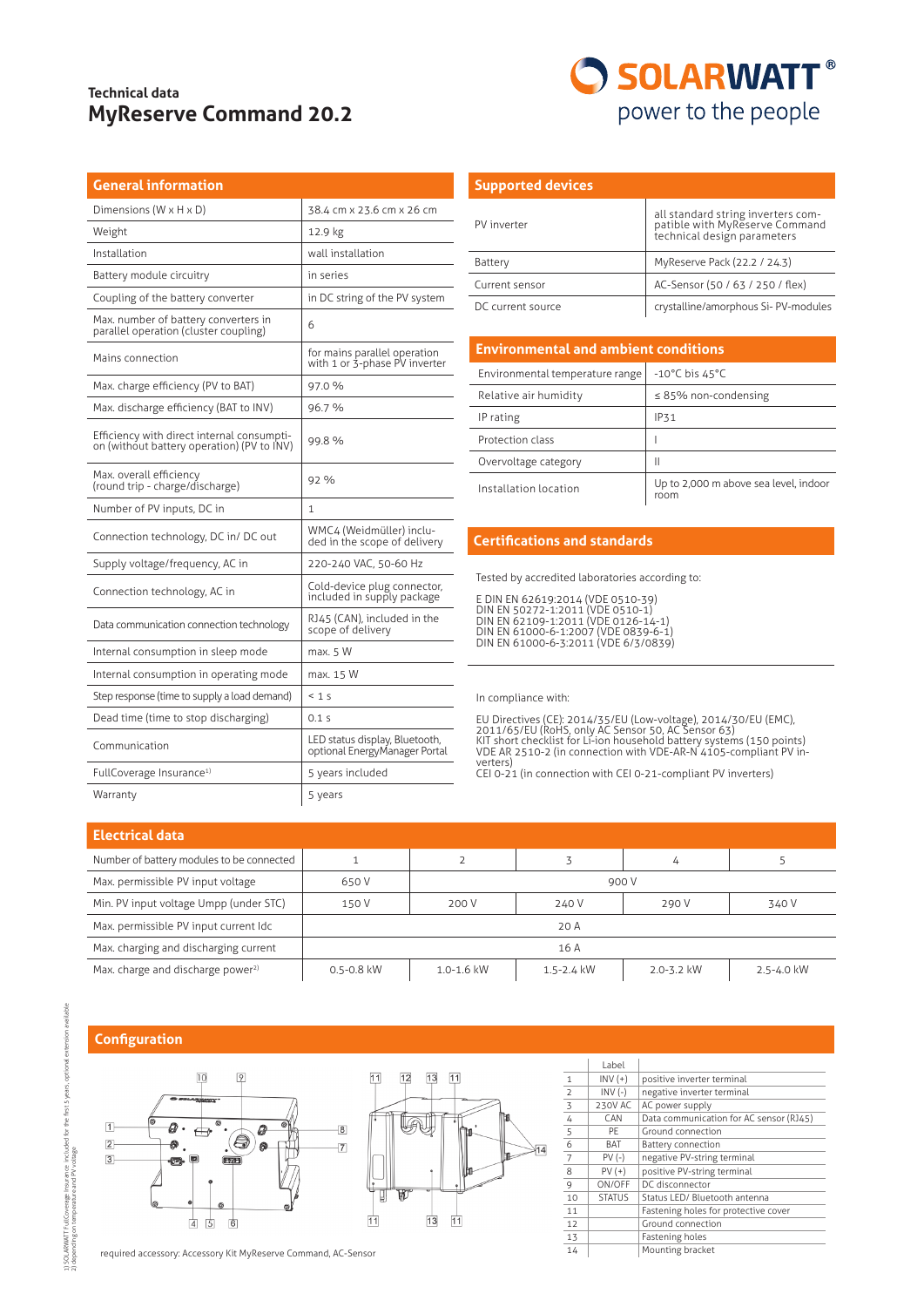## Technical data
# MyReserve Command 20.2

SOLARWATT® power to the people

## General information

| | |
|---|---|
| Dimensions (W x H x D) | 38.4 cm x 23.6 cm x 26 cm |
| Weight | 12.9 kg |
| Installation | wall installation |
| Battery module circuitry | in series |
| Coupling of the battery converter | in DC string of the PV system |
| Max. number of battery converters in parallel operation (cluster coupling) | 6 |
| Mains connection | for mains parallel operation with 1 or 3-phase PV inverter |
| Max. charge efficiency (PV to BAT) | 97.0 % |
| Max. discharge efficiency (BAT to INV) | 96.7 % |
| Efficiency with direct internal consumption (without battery operation) (PV to INV) | 99.8 % |
| Max. overall efficiency (round trip - charge/discharge) | 92 % |
| Number of PV inputs, DC in | 1 |
| Connection technology, DC in/ DC out | WMC4 (Weidmüller) included in the scope of delivery |
| Supply voltage/frequency, AC in | 220-240 VAC, 50-60 Hz |
| Connection technology, AC in | Cold-device plug connector, included in supply package |
| Data communication connection technology | RJ45 (CAN), included in the scope of delivery |
| Internal consumption in sleep mode | max. 5 W |
| Internal consumption in operating mode | max. 15 W |
| Step response (time to supply a load demand) | < 1 s |
| Dead time (time to stop discharging) | 0.1 s |
| Communication | LED status display, Bluetooth, optional EnergyManager Portal |
| FullCoverage Insurance[1] | 5 years included |
| Warranty | 5 years |

## Supported devices

| | |
|---|---|
| PV inverter | all standard string inverters compatible with MyReserve Command technical design parameters |
| Battery | MyReserve Pack (22.2 / 24.3) |
| Current sensor | AC-Sensor (50 / 63 / 250 / flex) |
| DC current source | crystalline/amorphous Si- PV-modules |

## Environmental and ambient conditions

| | |
|---|---|
| Environmental temperature range | -10°C bis 45°C |
| Relative air humidity | ≤ 85% non-condensing |
| IP rating | IP31 |
| Protection class | I |
| Overvoltage category | II |
| Installation location | Up to 2,000 m above sea level, indoor room |

## Certifications and standards

Tested by accredited laboratories according to:

E DIN EN 62619:2014 (VDE 0510-39)
DIN EN 50272-1:2011 (VDE 0510-1)
DIN EN 62109-1:2011 (VDE 0126-14-1)
DIN EN 61000-6-1:2007 (VDE 0839-6-1)
DIN EN 61000-6-3:2011 (VDE 6/3/0839)

In compliance with:

EU Directives (CE): 2014/35/EU (Low-voltage), 2014/30/EU (EMC), 2011/65/EU (RoHS, only AC Sensor 50, AC Sensor 63)
KIT short checklist for Li-ion household battery systems (150 points)
VDE AR 2510-2 (in connection with VDE-AR-N 4105-compliant PV inverters)
CEI 0-21 (in connection with CEI 0-21-compliant PV inverters)

## Electrical data

| Number of battery modules to be connected | 1 | 2 | 3 | 4 | 5 |
|---|---|---|---|---|---|
| Max. permissible PV input voltage | 650 V | 900 V | | | |
| Min. PV input voltage Umpp (under STC) | 150 V | 200 V | 240 V | 290 V | 340 V |
| Max. permissible PV input current Idc | 20 A | | | | |
| Max. charging and discharging current | 16 A | | | | |
| Max. charge and discharge power[2] | 0.5-0.8 kW | 1.0-1.6 kW | 1.5-2.4 kW | 2.0-3.2 kW | 2.5-4.0 kW |

## Configuration

| | Label | |
|---|---|---|
| 1 | INV (+) | positive inverter terminal |
| 2 | INV (-) | negative inverter terminal |
| 3 | 230V AC | AC power supply |
| 4 | CAN | Data communication for AC sensor (RJ45) |
| 5 | PE | Ground connection |
| 6 | BAT | Battery connection |
| 7 | PV (-) | negative PV-string terminal |
| 8 | PV (+) | positive PV-string terminal |
| 9 | ON/OFF | DC disconnector |
| 10 | STATUS | Status LED/ Bluetooth antenna |
| 11 | | Fastening holes for protective cover |
| 12 | | Ground connection |
| 13 | | Fastening holes |
| 14 | | Mounting bracket |

required accessory: Accessory Kit MyReserve Command, AC-Sensor

1) SOLARWATT FullCoverage Insurance: included for the first 5 years, optional extension available
2) depending on temperature and PV voltage